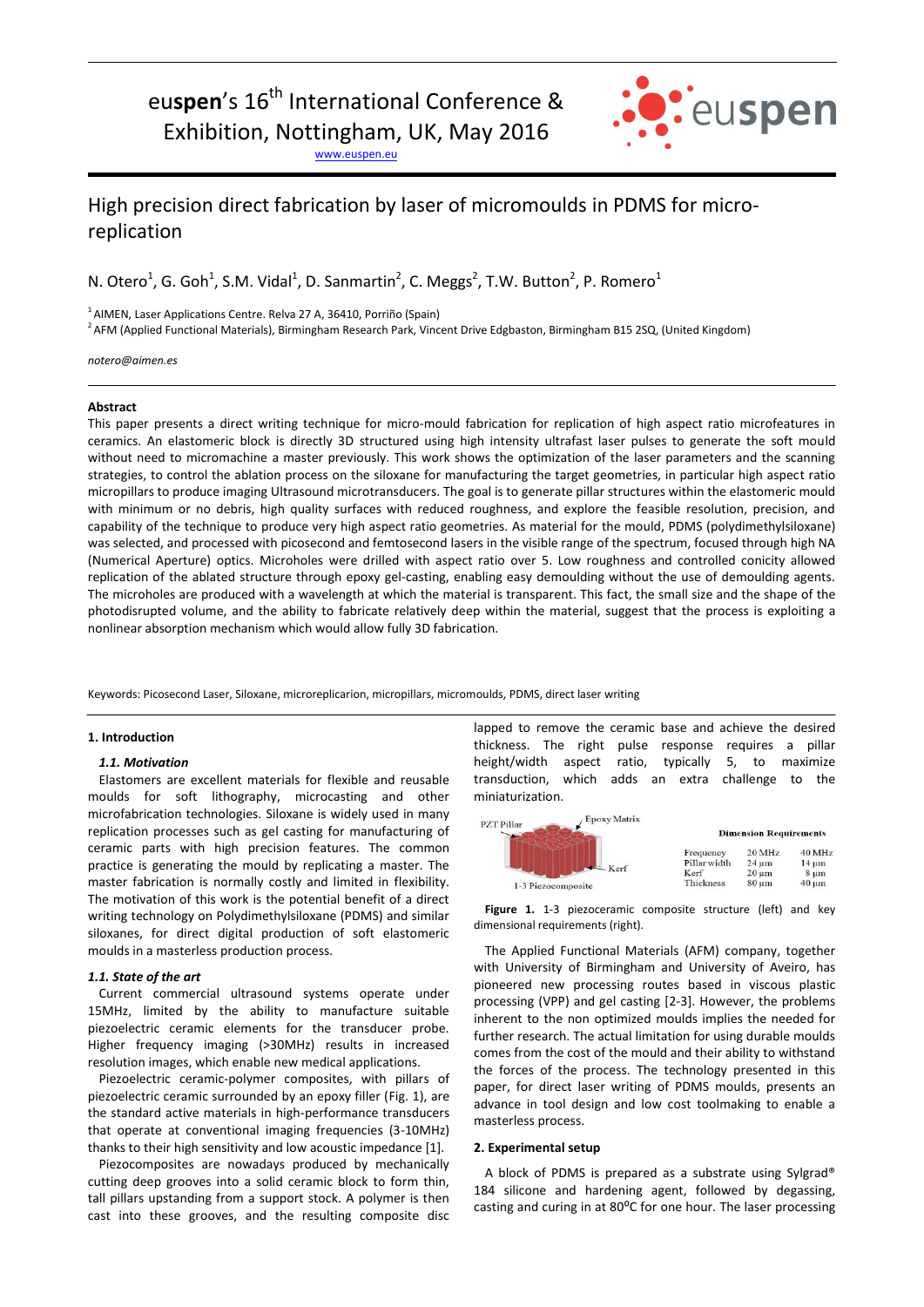euspen's 16th International Conference & Exhibition, Nottingham, UK, May 2016

www.euspen.eu

# High precision direct fabrication by laser of micromoulds in PDMS for micro-replication

N. Otero[1], G. Goh[1], S.M. Vidal[1], D. Sanmartin[2], C. Meggs[2], T.W. Button[2], P. Romero[1]

[1] AIMEN, Laser Applications Centre. Relva 27 A, 36410, Porriño (Spain)
[2] AFM (Applied Functional Materials), Birmingham Research Park, Vincent Drive Edgbaston, Birmingham B15 2SQ, (United Kingdom)

*notero@aimen.es*

## Abstract

This paper presents a direct writing technique for micro-mould fabrication for replication of high aspect ratio microfeatures in ceramics. An elastomeric block is directly 3D structured using high intensity ultrafast laser pulses to generate the soft mould without need to micromachine a master previously. This work shows the optimization of the laser parameters and the scanning strategies, to control the ablation process on the siloxane for manufacturing the target geometries, in particular high aspect ratio micropillars to produce imaging Ultrasound microtransducers. The goal is to generate pillar structures within the elastomeric mould with minimum or no debris, high quality surfaces with reduced roughness, and explore the feasible resolution, precision, and capability of the technique to produce very high aspect ratio geometries. As material for the mould, PDMS (polydimethylsiloxane) was selected, and processed with picosecond and femtosecond lasers in the visible range of the spectrum, focused through high NA (Numerical Aperture) optics. Microholes were drilled with aspect ratio over 5. Low roughness and controlled conicity allowed replication of the ablated structure through epoxy gel-casting, enabling easy demoulding without the use of demoulding agents. The microholes are produced with a wavelength at which the material is transparent. This fact, the small size and the shape of the photodisrupted volume, and the ability to fabricate relatively deep within the material, suggest that the process is exploiting a nonlinear absorption mechanism which would allow fully 3D fabrication.

Keywords: Picosecond Laser, Siloxane, microreplicarion, micropillars, micromoulds, PDMS, direct laser writing

## 1. Introduction

### *1.1. Motivation*

Elastomers are excellent materials for flexible and reusable moulds for soft lithography, microcasting and other microfabrication technologies. Siloxane is widely used in many replication processes such as gel casting for manufacturing of ceramic parts with high precision features. The common practice is generating the mould by replicating a master. The master fabrication is normally costly and limited in flexibility. The motivation of this work is the potential benefit of a direct writing technology on Polydimethylsiloxane (PDMS) and similar siloxanes, for direct digital production of soft elastomeric moulds in a masterless production process.

### *1.1. State of the art*

Current commercial ultrasound systems operate under 15MHz, limited by the ability to manufacture suitable piezoelectric ceramic elements for the transducer probe. Higher frequency imaging (>30MHz) results in increased resolution images, which enable new medical applications.

Piezoelectric ceramic-polymer composites, with pillars of piezoelectric ceramic surrounded by an epoxy filler (Fig. 1), are the standard active materials in high-performance transducers that operate at conventional imaging frequencies (3-10MHz) thanks to their high sensitivity and low acoustic impedance [1].

Piezocomposites are nowadays produced by mechanically cutting deep grooves into a solid ceramic block to form thin, tall pillars upstanding from a support stock. A polymer is then cast into these grooves, and the resulting composite disc lapped to remove the ceramic base and achieve the desired thickness. The right pulse response requires a pillar height/width aspect ratio, typically 5, to maximize transduction, which adds an extra challenge to the miniaturization.

PZT Pillar — Epoxy Matrix — Kerf — 1-3 Piezocomposite

**Dimension Requirements**

| | | |
|---|---|---|
| Frequency | 20 MHz | 40 MHz |
| Pillar width | 24 µm | 14 µm |
| Kerf | 20 µm | 8 µm |
| Thickness | 80 µm | 40 µm |

**Figure 1.** 1-3 piezoceramic composite structure (left) and key dimensional requirements (right).

The Applied Functional Materials (AFM) company, together with University of Birmingham and University of Aveiro, has pioneered new processing routes based in viscous plastic processing (VPP) and gel casting [2-3]. However, the problems inherent to the non optimized moulds implies the needed for further research. The actual limitation for using durable moulds comes from the cost of the mould and their ability to withstand the forces of the process. The technology presented in this paper, for direct laser writing of PDMS moulds, presents an advance in tool design and low cost toolmaking to enable a masterless process.

## 2. Experimental setup

A block of PDMS is prepared as a substrate using Sylgrad® 184 silicone and hardening agent, followed by degassing, casting and curing in at 80ºC for one hour. The laser processing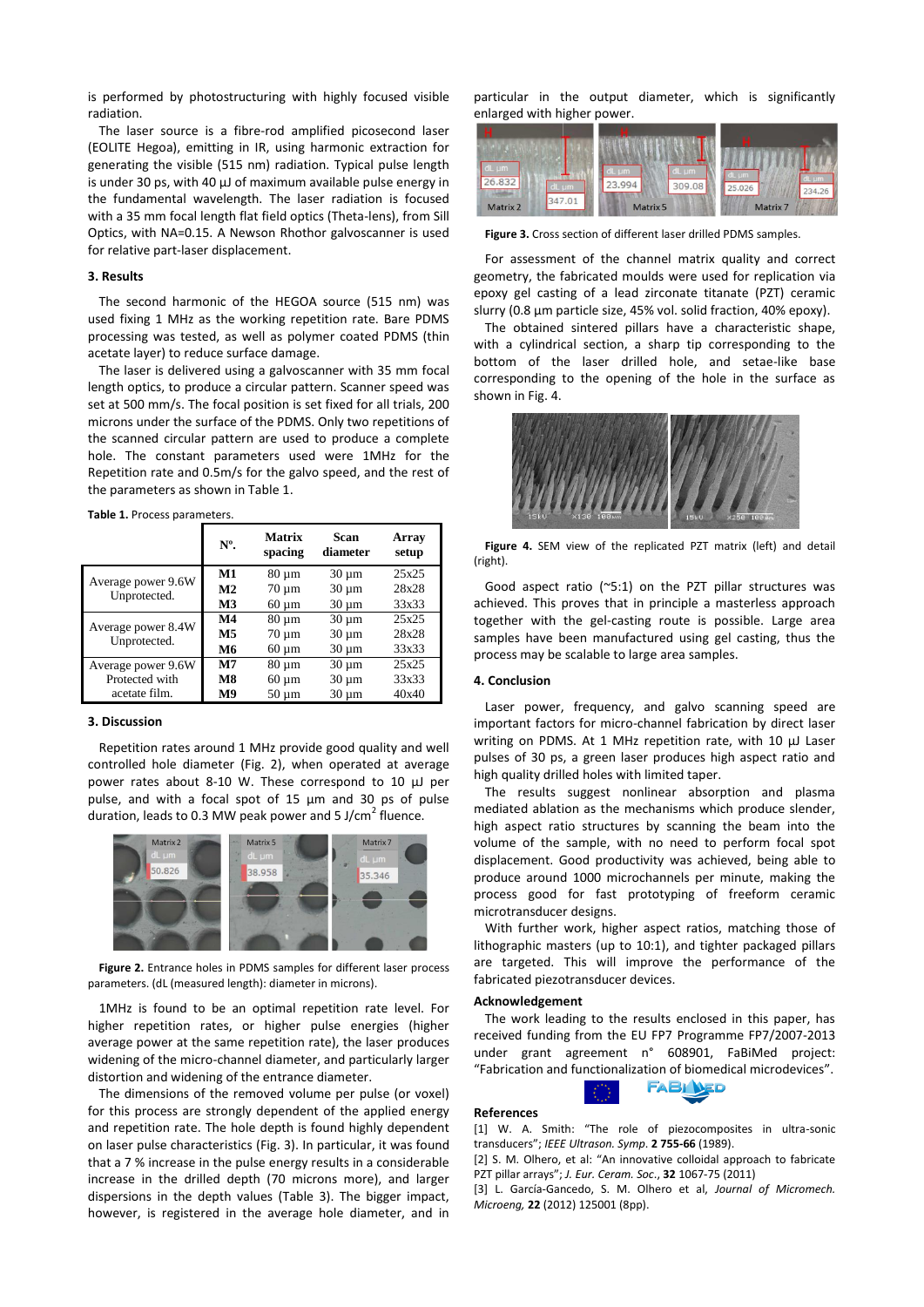is performed by photostructuring with highly focused visible radiation.

The laser source is a fibre-rod amplified picosecond laser (EOLITE Hegoa), emitting in IR, using harmonic extraction for generating the visible (515 nm) radiation. Typical pulse length is under 30 ps, with 40 µJ of maximum available pulse energy in the fundamental wavelength. The laser radiation is focused with a 35 mm focal length flat field optics (Theta-lens), from Sill Optics, with NA=0.15. A Newson Rhothor galvoscanner is used for relative part-laser displacement.

### 3. Results

The second harmonic of the HEGOA source (515 nm) was used fixing 1 MHz as the working repetition rate. Bare PDMS processing was tested, as well as polymer coated PDMS (thin acetate layer) to reduce surface damage.

The laser is delivered using a galvoscanner with 35 mm focal length optics, to produce a circular pattern. Scanner speed was set at 500 mm/s. The focal position is set fixed for all trials, 200 microns under the surface of the PDMS. Only two repetitions of the scanned circular pattern are used to produce a complete hole. The constant parameters used were 1MHz for the Repetition rate and 0.5m/s for the galvo speed, and the rest of the parameters as shown in Table 1.

**Table 1.** Process parameters.

| | Nº. | Matrix spacing | Scan diameter | Array setup |
|---|---|---|---|---|
| Average power 9.6W Unprotected. | M1 | 80 µm | 30 µm | 25x25 |
| | M2 | 70 µm | 30 µm | 28x28 |
| | M3 | 60 µm | 30 µm | 33x33 |
| Average power 8.4W Unprotected. | M4 | 80 µm | 30 µm | 25x25 |
| | M5 | 70 µm | 30 µm | 28x28 |
| | M6 | 60 µm | 30 µm | 33x33 |
| Average power 9.6W Protected with acetate film. | M7 | 80 µm | 30 µm | 25x25 |
| | M8 | 60 µm | 30 µm | 33x33 |
| | M9 | 50 µm | 30 µm | 40x40 |

### 3. Discussion

Repetition rates around 1 MHz provide good quality and well controlled hole diameter (Fig. 2), when operated at average power rates about 8-10 W. These correspond to 10 µJ per pulse, and with a focal spot of 15 µm and 30 ps of pulse duration, leads to 0.3 MW peak power and 5 J/cm$^2$ fluence.

Matrix 2
dL µm
50.826
Matrix 5
dL µm
38.958
Matrix 7
dL µm
35.346

**Figure 2.** Entrance holes in PDMS samples for different laser process parameters. (dL (measured length): diameter in microns).

1MHz is found to be an optimal repetition rate level. For higher repetition rates, or higher pulse energies (higher average power at the same repetition rate), the laser produces widening of the micro-channel diameter, and particularly larger distortion and widening of the entrance diameter.

The dimensions of the removed volume per pulse (or voxel) for this process are strongly dependent of the applied energy and repetition rate. The hole depth is found highly dependent on laser pulse characteristics (Fig. 3). In particular, it was found that a 7 % increase in the pulse energy results in a considerable increase in the drilled depth (70 microns more), and larger dispersions in the depth values (Table 3). The bigger impact, however, is registered in the average hole diameter, and in particular in the output diameter, which is significantly enlarged with higher power.

H
dL µm
26.832
dL µm
347.01
Matrix 2
H
dL µm
23.994
dL µm
309.08
Matrix 5
H
dL µm
25.026
dL µm
234.26
Matrix 7

**Figure 3.** Cross section of different laser drilled PDMS samples.

For assessment of the channel matrix quality and correct geometry, the fabricated moulds were used for replication via epoxy gel casting of a lead zirconate titanate (PZT) ceramic slurry (0.8 µm particle size, 45% vol. solid fraction, 40% epoxy).

The obtained sintered pillars have a characteristic shape, with a cylindrical section, a sharp tip corresponding to the bottom of the laser drilled hole, and setae-like base corresponding to the opening of the hole in the surface as shown in Fig. 4.

15kV x130 100µm
15kV x250 100µm

**Figure 4.** SEM view of the replicated PZT matrix (left) and detail (right).

Good aspect ratio (~5:1) on the PZT pillar structures was achieved. This proves that in principle a masterless approach together with the gel-casting route is possible. Large area samples have been manufactured using gel casting, thus the process may be scalable to large area samples.

### 4. Conclusion

Laser power, frequency, and galvo scanning speed are important factors for micro-channel fabrication by direct laser writing on PDMS. At 1 MHz repetition rate, with 10 µJ Laser pulses of 30 ps, a green laser produces high aspect ratio and high quality drilled holes with limited taper.

The results suggest nonlinear absorption and plasma mediated ablation as the mechanisms which produce slender, high aspect ratio structures by scanning the beam into the volume of the sample, with no need to perform focal spot displacement. Good productivity was achieved, being able to produce around 1000 microchannels per minute, making the process good for fast prototyping of freeform ceramic microtransducer designs.

With further work, higher aspect ratios, matching those of lithographic masters (up to 10:1), and tighter packaged pillars are targeted. This will improve the performance of the fabricated piezotransducer devices.

### Acknowledgement

The work leading to the results enclosed in this paper, has received funding from the EU FP7 Programme FP7/2007-2013 under grant agreement n° 608901, FaBiMed project: "Fabrication and functionalization of biomedical microdevices".

FABIMED

### References

[1] W. A. Smith: "The role of piezocomposites in ultra-sonic transducers"; *IEEE Ultrason. Symp.* **2** **755-66** (1989).

[2] S. M. Olhero, et al: "An innovative colloidal approach to fabricate PZT pillar arrays"; *J. Eur. Ceram. Soc.*, **32** 1067-75 (2011)

[3] L. García-Gancedo, S. M. Olhero et al, *Journal of Micromech. Microeng,* **22** (2012) 125001 (8pp).